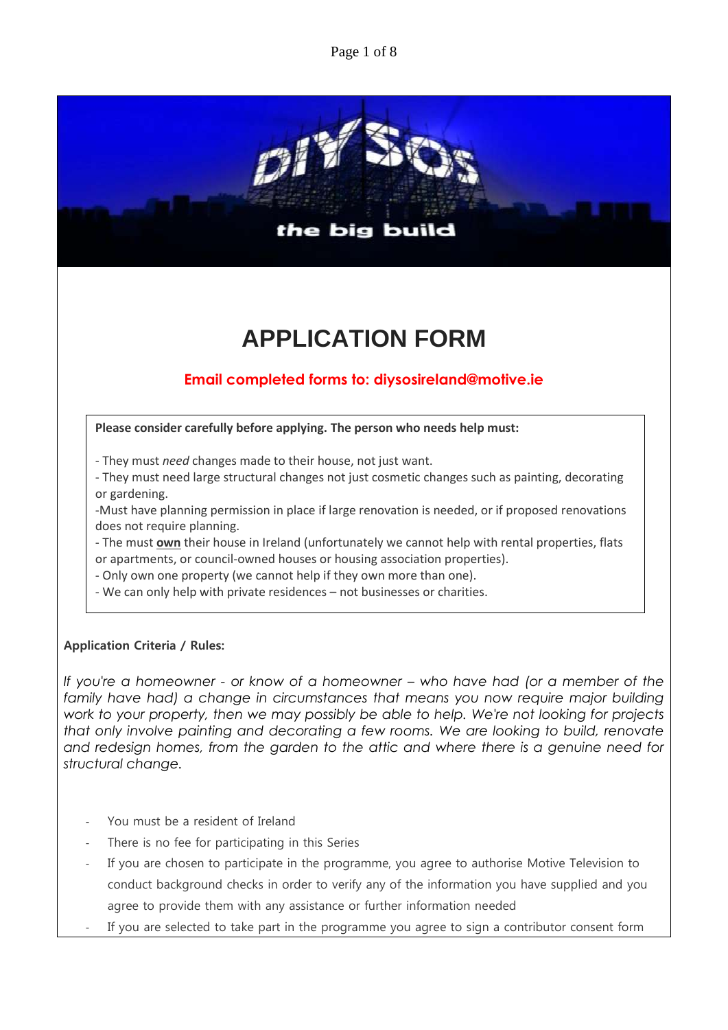DIY SOS

the big build

# APPLICATION FORM

**Email completed forms to: diysosireland@motive.ie**

**Please consider carefully before applying. The person who needs help must:**

- They must *need* changes made to their house, not just want.
- They must need large structural changes not just cosmetic changes such as painting, decorating or gardening.
- Must have planning permission in place if large renovation is needed, or if proposed renovations does not require planning.
- The must **own** their house in Ireland (unfortunately we cannot help with rental properties, flats or apartments, or council-owned houses or housing association properties).
- Only own one property (we cannot help if they own more than one).
- We can only help with private residences – not businesses or charities.

**Application Criteria / Rules:**

*If you're a homeowner - or know of a homeowner – who have had (or a member of the family have had) a change in circumstances that means you now require major building work to your property, then we may possibly be able to help. We're not looking for projects that only involve painting and decorating a few rooms. We are looking to build, renovate and redesign homes, from the garden to the attic and where there is a genuine need for structural change.*

- You must be a resident of Ireland
- There is no fee for participating in this Series
- If you are chosen to participate in the programme, you agree to authorise Motive Television to conduct background checks in order to verify any of the information you have supplied and you agree to provide them with any assistance or further information needed
- If you are selected to take part in the programme you agree to sign a contributor consent form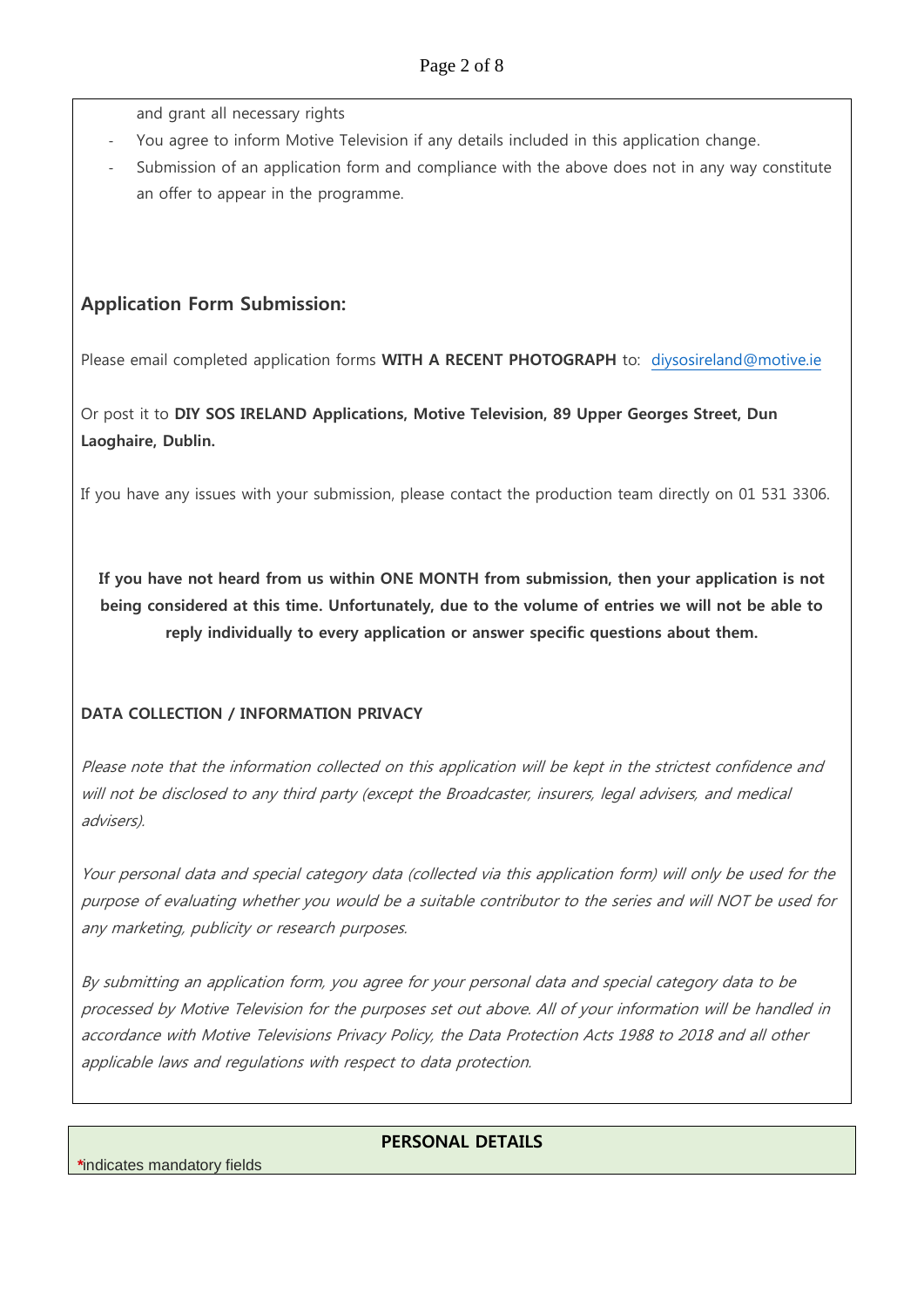and grant all necessary rights

- You agree to inform Motive Television if any details included in this application change.
- Submission of an application form and compliance with the above does not in any way constitute an offer to appear in the programme.

## Application Form Submission:

Please email completed application forms **WITH A RECENT PHOTOGRAPH** to: diysosireland@motive.ie

Or post it to **DIY SOS IRELAND Applications, Motive Television, 89 Upper Georges Street, Dun Laoghaire, Dublin.**

If you have any issues with your submission, please contact the production team directly on 01 531 3306.

**If you have not heard from us within ONE MONTH from submission, then your application is not being considered at this time. Unfortunately, due to the volume of entries we will not be able to reply individually to every application or answer specific questions about them.**

**DATA COLLECTION / INFORMATION PRIVACY**

*Please note that the information collected on this application will be kept in the strictest confidence and will not be disclosed to any third party (except the Broadcaster, insurers, legal advisers, and medical advisers).*

*Your personal data and special category data (collected via this application form) will only be used for the purpose of evaluating whether you would be a suitable contributor to the series and will NOT be used for any marketing, publicity or research purposes.*

*By submitting an application form, you agree for your personal data and special category data to be processed by Motive Television for the purposes set out above. All of your information will be handled in accordance with Motive Televisions Privacy Policy, the Data Protection Acts 1988 to 2018 and all other applicable laws and regulations with respect to data protection.*

**PERSONAL DETAILS**

*indicates mandatory fields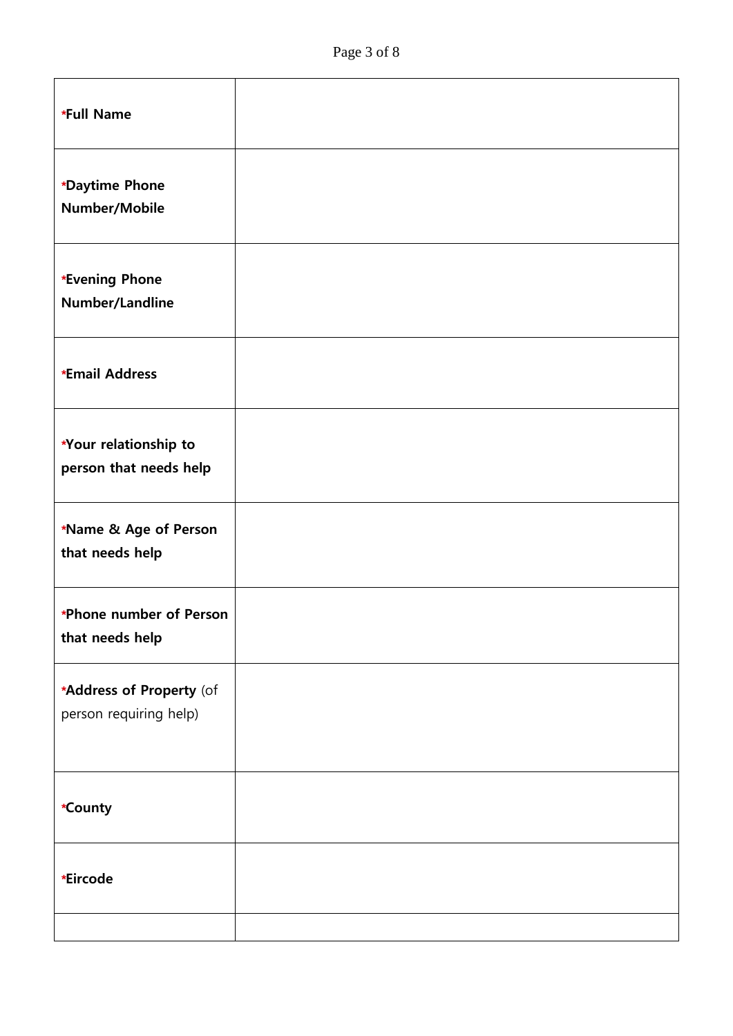| *Full Name | |
|---|---|
| ***Daytime Phone Number/Mobile** | |
| ***Evening Phone Number/Landline** | |
| ***Email Address** | |
| ***Your relationship to person that needs help** | |
| ***Name & Age of Person that needs help** | |
| ***Phone number of Person that needs help** | |
| ***Address of Property** (of person requiring help) | |
| ***County** | |
| ***Eircode** | |
| | |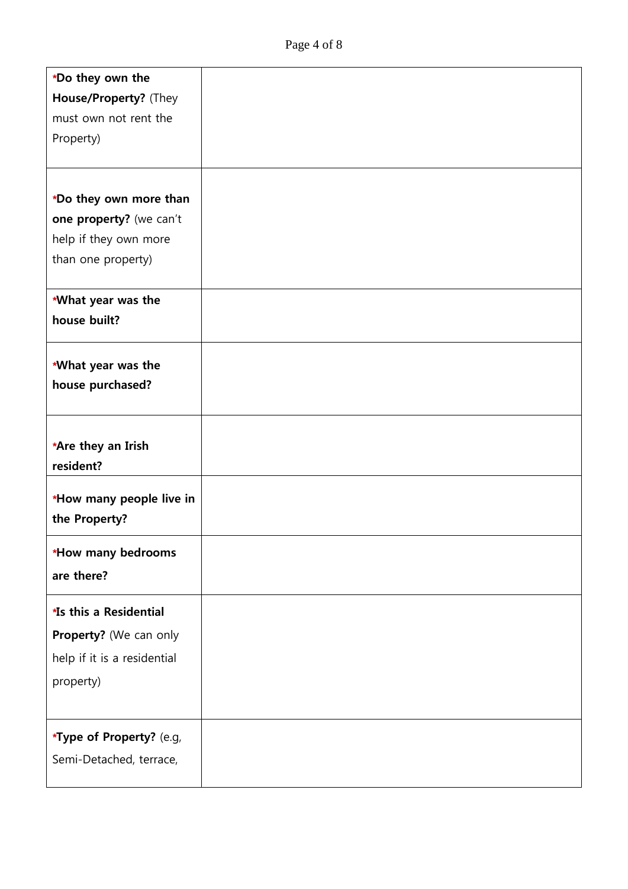| | |
|---|---|
| ***Do they own the House/Property?** (They must own not rent the Property) | |
| ***Do they own more than one property?** (we can't help if they own more than one property) | |
| ***What year was the house built?** | |
| ***What year was the house purchased?** | |
| ***Are they an Irish resident?** | |
| ***How many people live in the Property?** | |
| ***How many bedrooms are there?** | |
| ***Is this a Residential Property?** (We can only help if it is a residential property) | |
| ***Type of Property?** (e.g, Semi-Detached, terrace, | |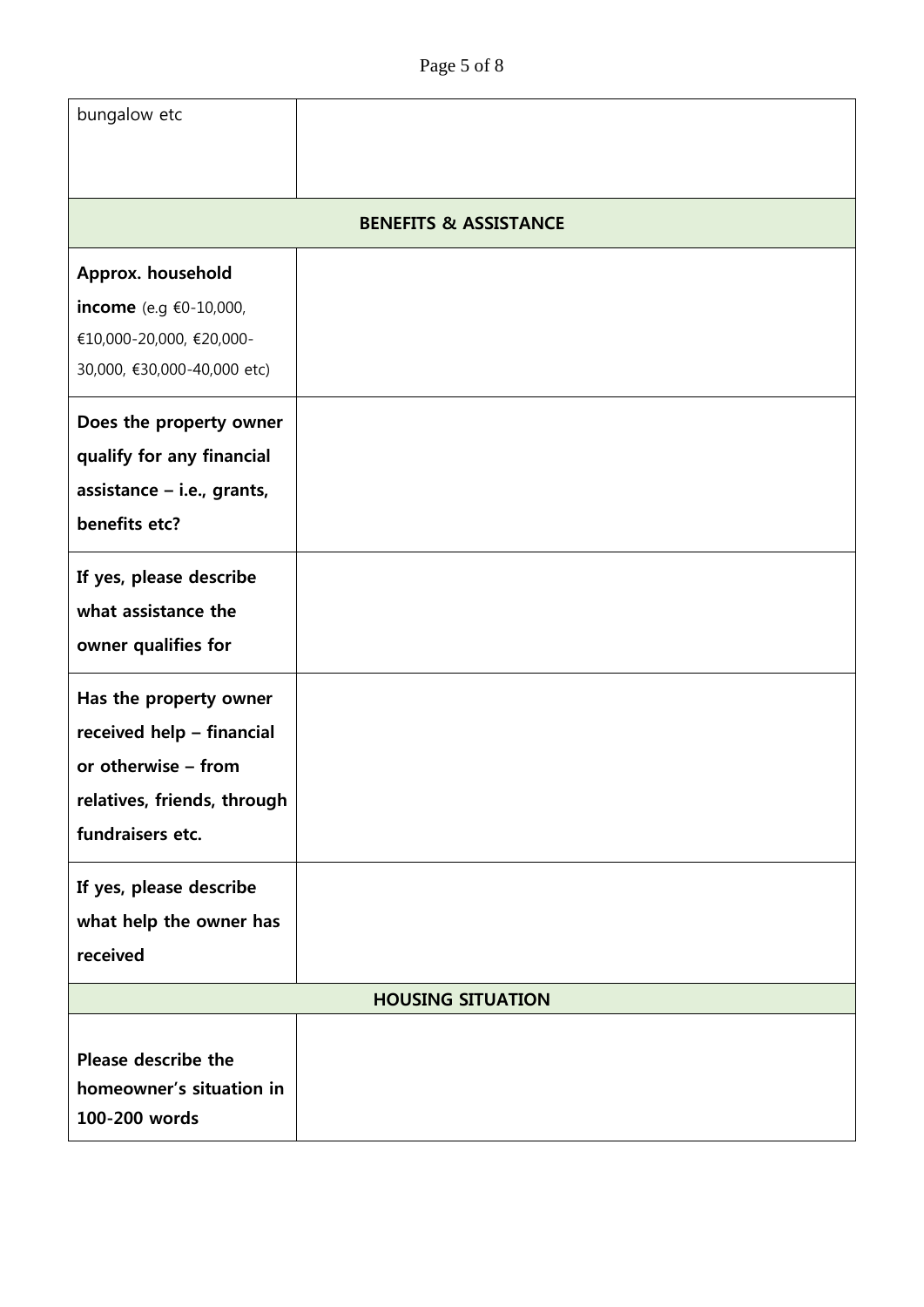| | |
|---|---|
| bungalow etc | |
| **BENEFITS & ASSISTANCE** | |
| **Approx. household income** (e.g €0-10,000, €10,000-20,000, €20,000-30,000, €30,000-40,000 etc) | |
| **Does the property owner qualify for any financial assistance – i.e., grants, benefits etc?** | |
| **If yes, please describe what assistance the owner qualifies for** | |
| **Has the property owner received help – financial or otherwise – from relatives, friends, through fundraisers etc.** | |
| **If yes, please describe what help the owner has received** | |
| **HOUSING SITUATION** | |
| **Please describe the homeowner's situation in 100-200 words** | |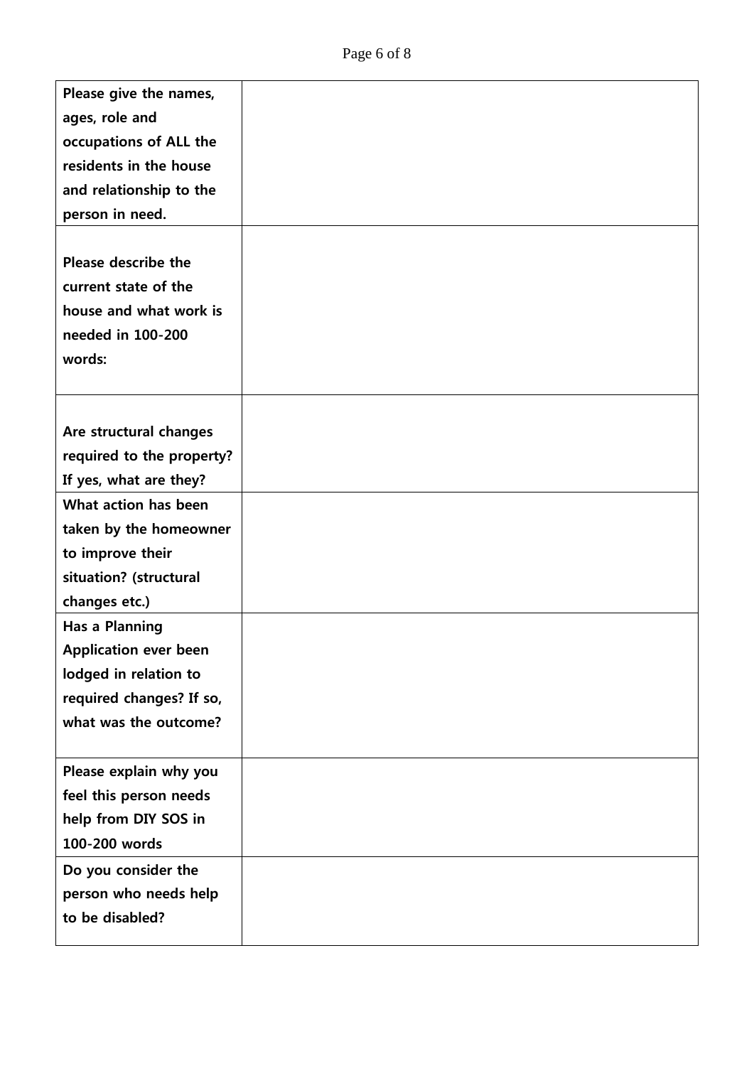| | |
|---|---|
| **Please give the names, ages, role and occupations of ALL the residents in the house and relationship to the person in need.** | |
| **Please describe the current state of the house and what work is needed in 100-200 words:** | |
| **Are structural changes required to the property? If yes, what are they?** | |
| **What action has been taken by the homeowner to improve their situation? (structural changes etc.)** | |
| **Has a Planning Application ever been lodged in relation to required changes? If so, what was the outcome?** | |
| **Please explain why you feel this person needs help from DIY SOS in 100-200 words** | |
| **Do you consider the person who needs help to be disabled?** | |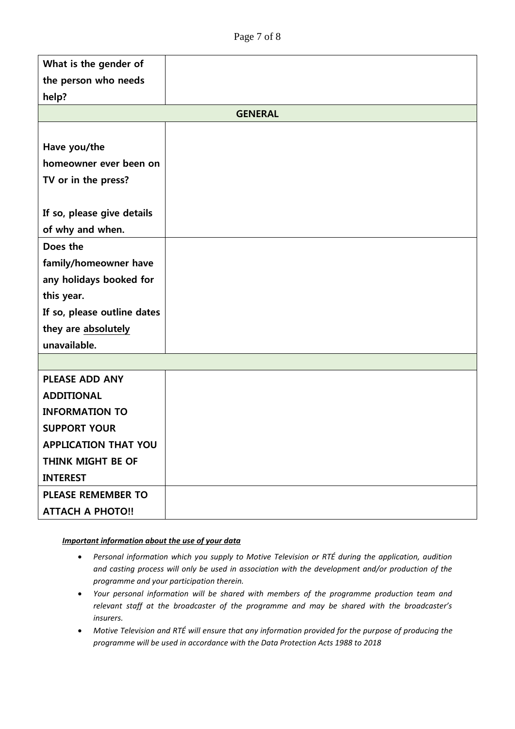| | |
|---|---|
| **What is the gender of the person who needs help?** | |
| **GENERAL** | |
| **Have you/the homeowner ever been on TV or in the press?**<br><br>**If so, please give details of why and when.** | |
| **Does the family/homeowner have any holidays booked for this year.**<br>**If so, please outline dates they are <u>absolutely</u> unavailable.** | |
| | |
| **PLEASE ADD ANY ADDITIONAL INFORMATION TO SUPPORT YOUR APPLICATION THAT YOU THINK MIGHT BE OF INTEREST** | |
| **PLEASE REMEMBER TO ATTACH A PHOTO!!** | |

***<u>Important information about the use of your data</u>***

- *Personal information which you supply to Motive Television or RTÉ during the application, audition and casting process will only be used in association with the development and/or production of the programme and your participation therein.*
- *Your personal information will be shared with members of the programme production team and relevant staff at the broadcaster of the programme and may be shared with the broadcaster's insurers.*
- *Motive Television and RTÉ will ensure that any information provided for the purpose of producing the programme will be used in accordance with the Data Protection Acts 1988 to 2018*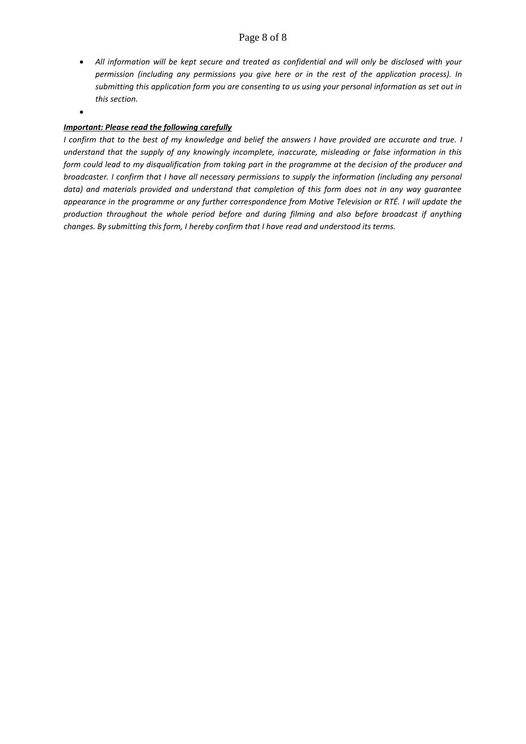- *All information will be kept secure and treated as confidential and will only be disclosed with your permission (including any permissions you give here or in the rest of the application process). In submitting this application form you are consenting to us using your personal information as set out in this section.*
- 

***Important: Please read the following carefully***

*I confirm that to the best of my knowledge and belief the answers I have provided are accurate and true. I understand that the supply of any knowingly incomplete, inaccurate, misleading or false information in this form could lead to my disqualification from taking part in the programme at the decision of the producer and broadcaster. I confirm that I have all necessary permissions to supply the information (including any personal data) and materials provided and understand that completion of this form does not in any way guarantee appearance in the programme or any further correspondence from Motive Television or RTÉ. I will update the production throughout the whole period before and during filming and also before broadcast if anything changes. By submitting this form, I hereby confirm that I have read and understood its terms.*